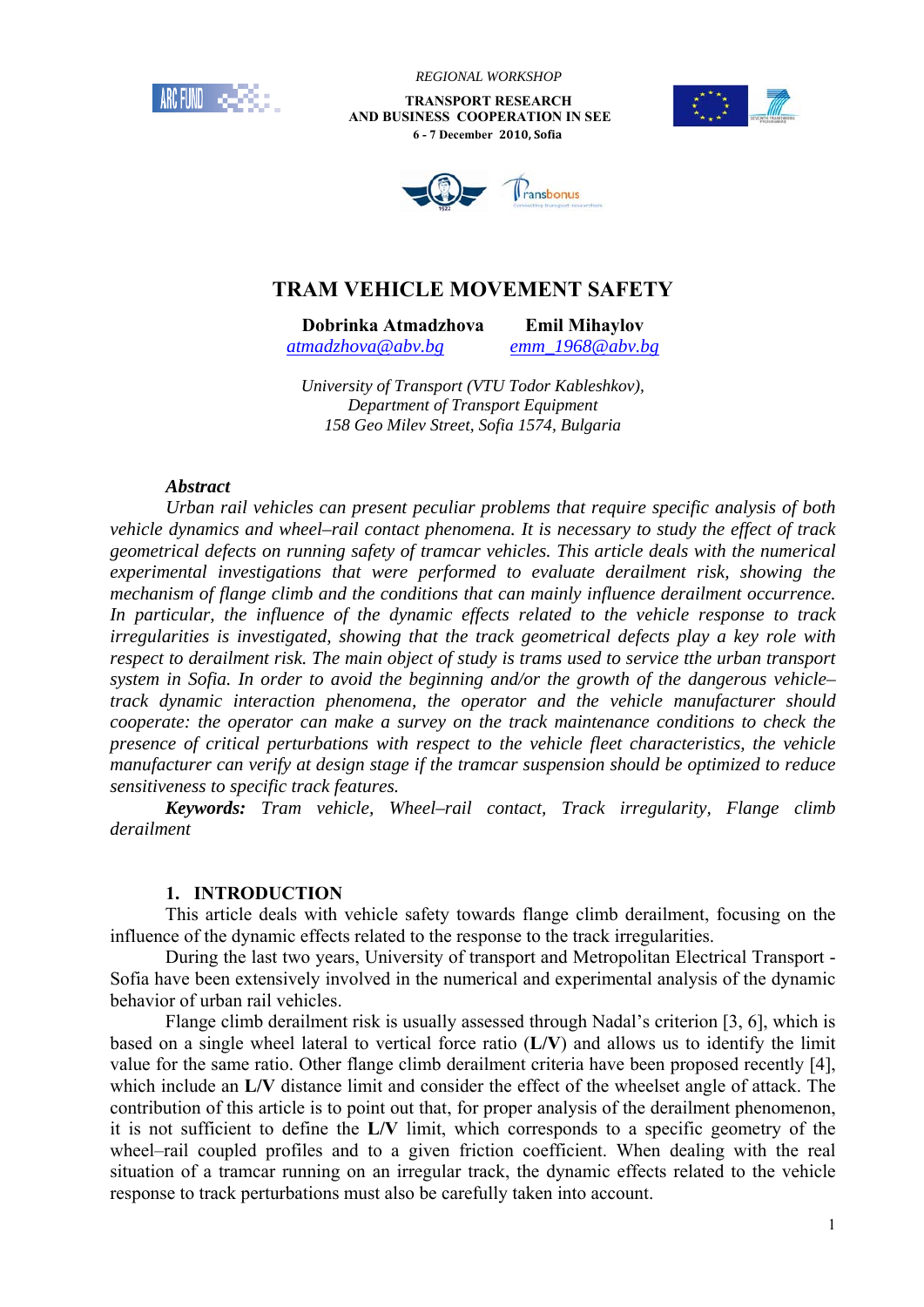*REGIONAL WORKSHOP*

**TRANSPORT RESEARCH AND BUSINESS COOPERATION IN SEE**

**6 - 7 December 2010, Sofia**

# TRAM VEHICLE MOVEMENT SAFETY

**Dobrinka Atmadzhova** — atmadzhova@abv.bg

**Emil Mihaylov** — emm_1968@abv.bg

*University of Transport (VTU Todor Kableshkov),*
*Department of Transport Equipment*
*158 Geo Milev Street, Sofia 1574, Bulgaria*

***Abstract***

*Urban rail vehicles can present peculiar problems that require specific analysis of both vehicle dynamics and wheel–rail contact phenomena. It is necessary to study the effect of track geometrical defects on running safety of tramcar vehicles. This article deals with the numerical experimental investigations that were performed to evaluate derailment risk, showing the mechanism of flange climb and the conditions that can mainly influence derailment occurrence. In particular, the influence of the dynamic effects related to the vehicle response to track irregularities is investigated, showing that the track geometrical defects play a key role with respect to derailment risk. The main object of study is trams used to service tthe urban transport system in Sofia. In order to avoid the beginning and/or the growth of the dangerous vehicle–track dynamic interaction phenomena, the operator and the vehicle manufacturer should cooperate: the operator can make a survey on the track maintenance conditions to check the presence of critical perturbations with respect to the vehicle fleet characteristics, the vehicle manufacturer can verify at design stage if the tramcar suspension should be optimized to reduce sensitiveness to specific track features.*

***Keywords:*** *Tram vehicle, Wheel–rail contact, Track irregularity, Flange climb derailment*

## 1. INTRODUCTION

This article deals with vehicle safety towards flange climb derailment, focusing on the influence of the dynamic effects related to the response to the track irregularities.

During the last two years, University of transport and Metropolitan Electrical Transport - Sofia have been extensively involved in the numerical and experimental analysis of the dynamic behavior of urban rail vehicles.

Flange climb derailment risk is usually assessed through Nadal's criterion [3, 6], which is based on a single wheel lateral to vertical force ratio (**L/V**) and allows us to identify the limit value for the same ratio. Other flange climb derailment criteria have been proposed recently [4], which include an **L/V** distance limit and consider the effect of the wheelset angle of attack. The contribution of this article is to point out that, for proper analysis of the derailment phenomenon, it is not sufficient to define the **L/V** limit, which corresponds to a specific geometry of the wheel–rail coupled profiles and to a given friction coefficient. When dealing with the real situation of a tramcar running on an irregular track, the dynamic effects related to the vehicle response to track perturbations must also be carefully taken into account.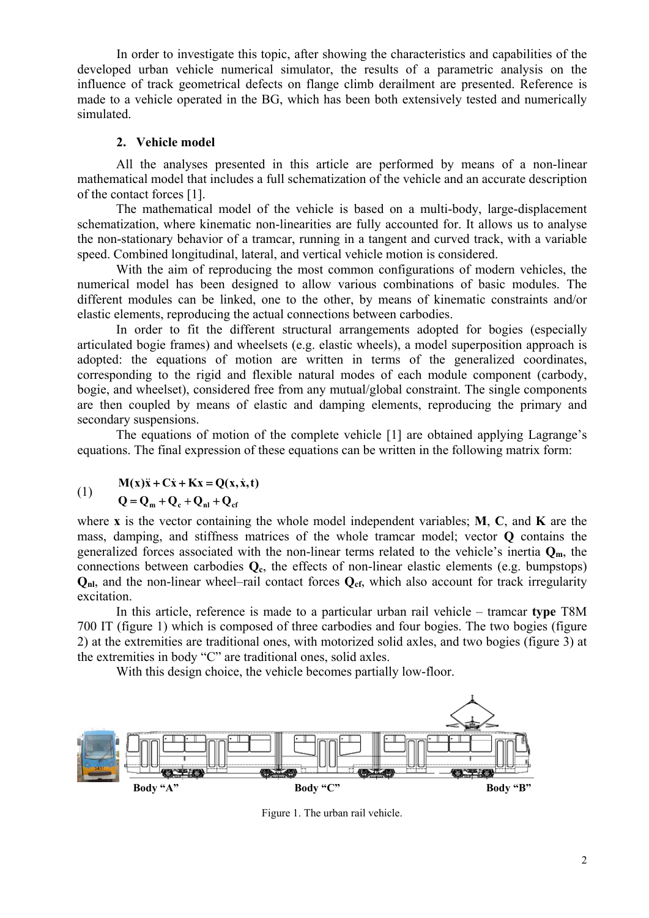In order to investigate this topic, after showing the characteristics and capabilities of the developed urban vehicle numerical simulator, the results of a parametric analysis on the influence of track geometrical defects on flange climb derailment are presented. Reference is made to a vehicle operated in the BG, which has been both extensively tested and numerically simulated.

## 2. Vehicle model

All the analyses presented in this article are performed by means of a non-linear mathematical model that includes a full schematization of the vehicle and an accurate description of the contact forces [1].

The mathematical model of the vehicle is based on a multi-body, large-displacement schematization, where kinematic non-linearities are fully accounted for. It allows us to analyse the non-stationary behavior of a tramcar, running in a tangent and curved track, with a variable speed. Combined longitudinal, lateral, and vertical vehicle motion is considered.

With the aim of reproducing the most common configurations of modern vehicles, the numerical model has been designed to allow various combinations of basic modules. The different modules can be linked, one to the other, by means of kinematic constraints and/or elastic elements, reproducing the actual connections between carbodies.

In order to fit the different structural arrangements adopted for bogies (especially articulated bogie frames) and wheelsets (e.g. elastic wheels), a model superposition approach is adopted: the equations of motion are written in terms of the generalized coordinates, corresponding to the rigid and flexible natural modes of each module component (carbody, bogie, and wheelset), considered free from any mutual/global constraint. The single components are then coupled by means of elastic and damping elements, reproducing the primary and secondary suspensions.

The equations of motion of the complete vehicle [1] are obtained applying Lagrange's equations. The final expression of these equations can be written in the following matrix form:

$$
\begin{aligned}
&\mathbf{M(x)\ddot{x} + C\dot{x} + Kx = Q(x, \dot{x}, t)} \\
&\mathbf{Q = Q_m + Q_c + Q_{nl} + Q_{cf}}
\end{aligned}
\tag{1}
$$

where $\mathbf{x}$ is the vector containing the whole model independent variables; $\mathbf{M}$, $\mathbf{C}$, and $\mathbf{K}$ are the mass, damping, and stiffness matrices of the whole tramcar model; vector $\mathbf{Q}$ contains the generalized forces associated with the non-linear terms related to the vehicle's inertia $\mathbf{Q_m}$, the connections between carbodies $\mathbf{Q_c}$, the effects of non-linear elastic elements (e.g. bumpstops) $\mathbf{Q_{nl}}$, and the non-linear wheel–rail contact forces $\mathbf{Q_{cf}}$, which also account for track irregularity excitation.

In this article, reference is made to a particular urban rail vehicle – tramcar **type** T8M 700 IT (figure 1) which is composed of three carbodies and four bogies. The two bogies (figure 2) at the extremities are traditional ones, with motorized solid axles, and two bogies (figure 3) at the extremities in body "C" are traditional ones, solid axles.

With this design choice, the vehicle becomes partially low-floor.

Body "A" Body "C" Body "B"

Figure 1. The urban rail vehicle.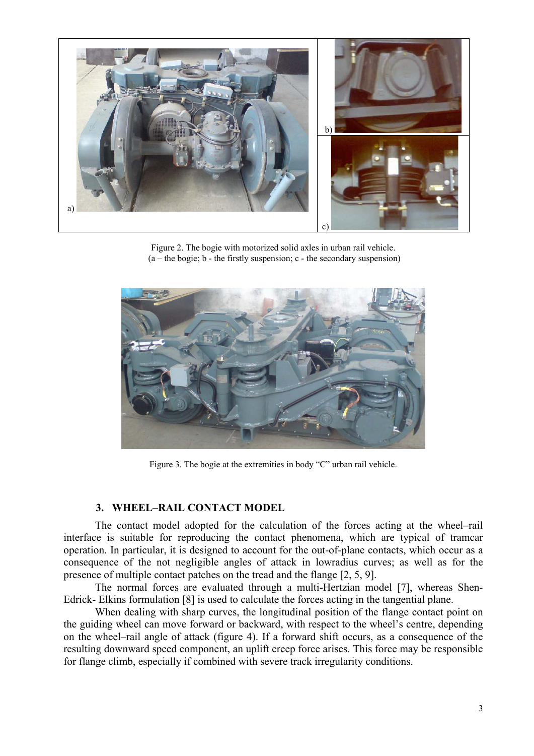a) b) c)

Figure 2. The bogie with motorized solid axles in urban rail vehicle.
(a – the bogie; b - the firstly suspension; c - the secondary suspension)

Figure 3. The bogie at the extremities in body "C" urban rail vehicle.

## 3. WHEEL–RAIL CONTACT MODEL

The contact model adopted for the calculation of the forces acting at the wheel–rail interface is suitable for reproducing the contact phenomena, which are typical of tramcar operation. In particular, it is designed to account for the out-of-plane contacts, which occur as a consequence of the not negligible angles of attack in lowradius curves; as well as for the presence of multiple contact patches on the tread and the flange [2, 5, 9].

The normal forces are evaluated through a multi-Hertzian model [7], whereas Shen-Edrick- Elkins formulation [8] is used to calculate the forces acting in the tangential plane.

When dealing with sharp curves, the longitudinal position of the flange contact point on the guiding wheel can move forward or backward, with respect to the wheel's centre, depending on the wheel–rail angle of attack (figure 4). If a forward shift occurs, as a consequence of the resulting downward speed component, an uplift creep force arises. This force may be responsible for flange climb, especially if combined with severe track irregularity conditions.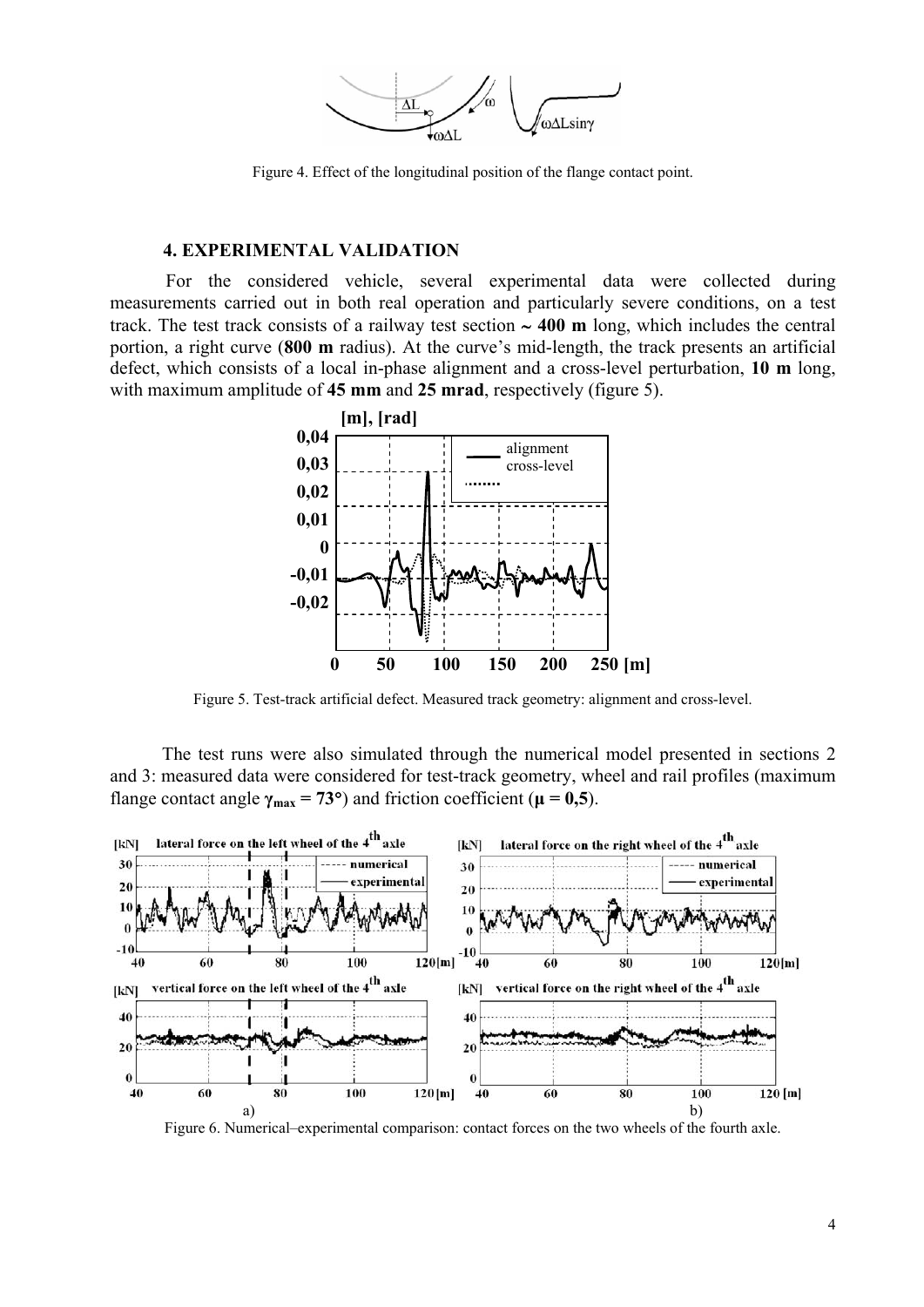Figure 4. Effect of the longitudinal position of the flange contact point.

## 4. EXPERIMENTAL VALIDATION

For the considered vehicle, several experimental data were collected during measurements carried out in both real operation and particularly severe conditions, on a test track. The test track consists of a railway test section **~ 400 m** long, which includes the central portion, a right curve (**800 m** radius). At the curve's mid-length, the track presents an artificial defect, which consists of a local in-phase alignment and a cross-level perturbation, **10 m** long, with maximum amplitude of **45 mm** and **25 mrad**, respectively (figure 5).

Figure 5. Test-track artificial defect. Measured track geometry: alignment and cross-level.

The test runs were also simulated through the numerical model presented in sections 2 and 3: measured data were considered for test-track geometry, wheel and rail profiles (maximum flange contact angle $\gamma_{max} = 73°$) and friction coefficient ($\mu = 0{,}5$).

Figure 6. Numerical–experimental comparison: contact forces on the two wheels of the fourth axle.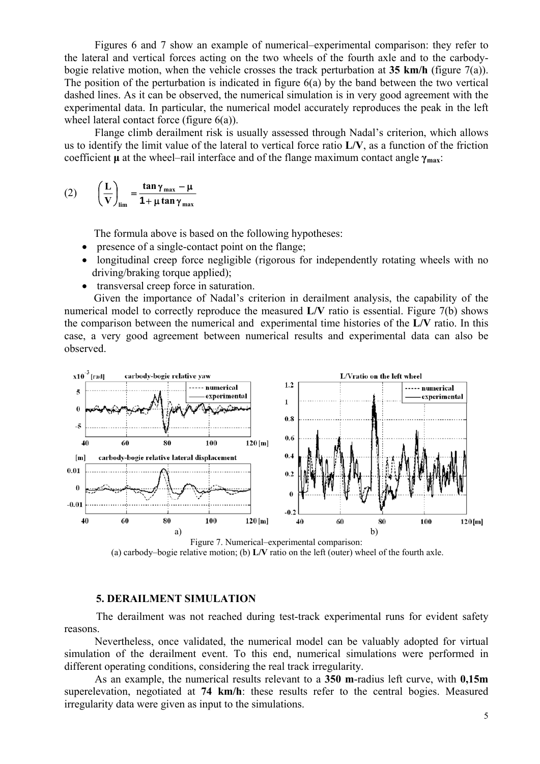Figures 6 and 7 show an example of numerical–experimental comparison: they refer to the lateral and vertical forces acting on the two wheels of the fourth axle and to the carbody-bogie relative motion, when the vehicle crosses the track perturbation at **35 km/h** (figure 7(a)). The position of the perturbation is indicated in figure 6(a) by the band between the two vertical dashed lines. As it can be observed, the numerical simulation is in very good agreement with the experimental data. In particular, the numerical model accurately reproduces the peak in the left wheel lateral contact force (figure 6(a)).

Flange climb derailment risk is usually assessed through Nadal's criterion, which allows us to identify the limit value of the lateral to vertical force ratio **L/V**, as a function of the friction coefficient $\mu$ at the wheel–rail interface and of the flange maximum contact angle $\gamma_{max}$:

$$(2) \qquad \left(\frac{L}{V}\right)_{lim} = \frac{\tan\gamma_{max} - \mu}{1 + \mu\tan\gamma_{max}}$$

The formula above is based on the following hypotheses:

- presence of a single-contact point on the flange;
- longitudinal creep force negligible (rigorous for independently rotating wheels with no driving/braking torque applied);
- transversal creep force in saturation.

Given the importance of Nadal's criterion in derailment analysis, the capability of the numerical model to correctly reproduce the measured **L/V** ratio is essential. Figure 7(b) shows the comparison between the numerical and experimental time histories of the **L/V** ratio. In this case, a very good agreement between numerical results and experimental data can also be observed.

Figure 7. Numerical–experimental comparison:
(a) carbody–bogie relative motion; (b) **L/V** ratio on the left (outer) wheel of the fourth axle.

## 5. DERAILMENT SIMULATION

The derailment was not reached during test-track experimental runs for evident safety reasons.

Nevertheless, once validated, the numerical model can be valuably adopted for virtual simulation of the derailment event. To this end, numerical simulations were performed in different operating conditions, considering the real track irregularity.

As an example, the numerical results relevant to a **350 m**-radius left curve, with **0,15m** superelevation, negotiated at **74 km/h**: these results refer to the central bogies. Measured irregularity data were given as input to the simulations.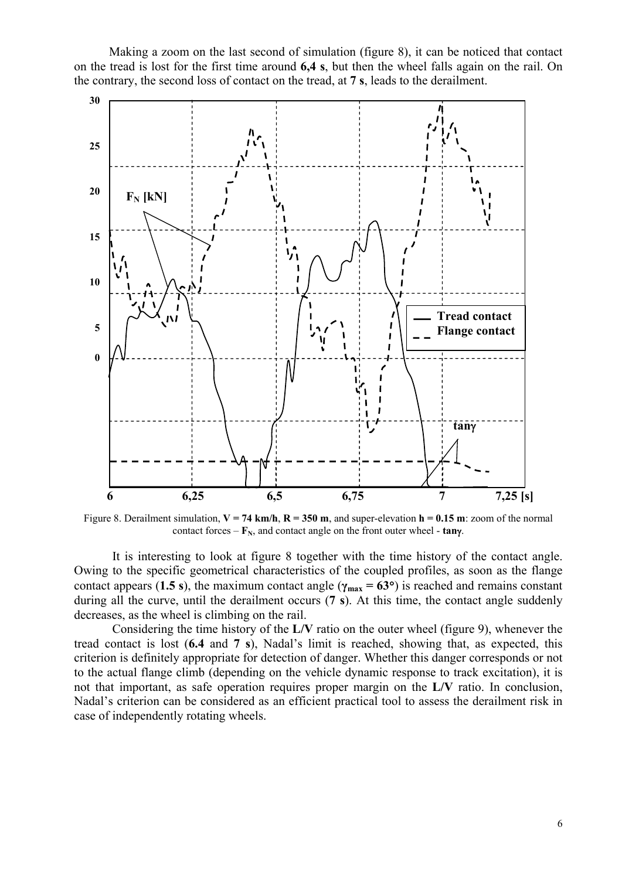Making a zoom on the last second of simulation (figure 8), it can be noticed that contact on the tread is lost for the first time around **6,4 s**, but then the wheel falls again on the rail. On the contrary, the second loss of contact on the tread, at **7 s**, leads to the derailment.

Figure 8. Derailment simulation, $\mathbf{V = 74\ km/h}$, $\mathbf{R = 350\ m}$, and super-elevation $\mathbf{h = 0.15\ m}$: zoom of the normal contact forces – $\mathbf{F_N}$, and contact angle on the front outer wheel - $\mathbf{tan\gamma}$.

It is interesting to look at figure 8 together with the time history of the contact angle. Owing to the specific geometrical characteristics of the coupled profiles, as soon as the flange contact appears (**1.5 s**), the maximum contact angle ($\gamma_{max} = 63°$) is reached and remains constant during all the curve, until the derailment occurs (**7 s**). At this time, the contact angle suddenly decreases, as the wheel is climbing on the rail.

Considering the time history of the **L/V** ratio on the outer wheel (figure 9), whenever the tread contact is lost (**6.4** and **7 s**), Nadal's limit is reached, showing that, as expected, this criterion is definitely appropriate for detection of danger. Whether this danger corresponds or not to the actual flange climb (depending on the vehicle dynamic response to track excitation), it is not that important, as safe operation requires proper margin on the **L/V** ratio. In conclusion, Nadal's criterion can be considered as an efficient practical tool to assess the derailment risk in case of independently rotating wheels.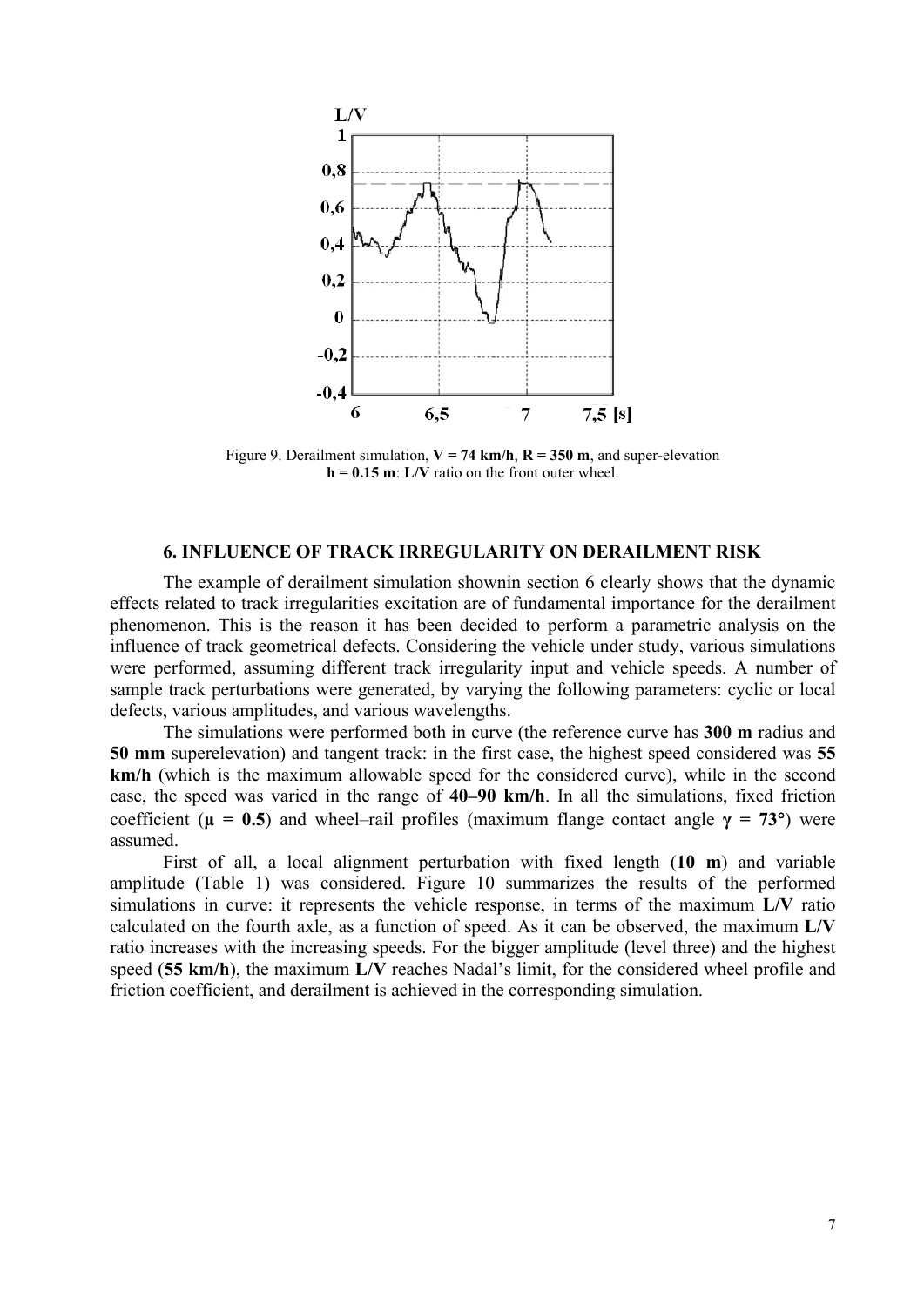Figure 9. Derailment simulation, **V = 74 km/h**, **R = 350 m**, and super-elevation **h = 0.15 m**: **L/V** ratio on the front outer wheel.

## 6. INFLUENCE OF TRACK IRREGULARITY ON DERAILMENT RISK

The example of derailment simulation shownin section 6 clearly shows that the dynamic effects related to track irregularities excitation are of fundamental importance for the derailment phenomenon. This is the reason it has been decided to perform a parametric analysis on the influence of track geometrical defects. Considering the vehicle under study, various simulations were performed, assuming different track irregularity input and vehicle speeds. A number of sample track perturbations were generated, by varying the following parameters: cyclic or local defects, various amplitudes, and various wavelengths.

The simulations were performed both in curve (the reference curve has **300 m** radius and **50 mm** superelevation) and tangent track: in the first case, the highest speed considered was **55 km/h** (which is the maximum allowable speed for the considered curve), while in the second case, the speed was varied in the range of **40–90 km/h**. In all the simulations, fixed friction coefficient (**$\mu$ = 0.5**) and wheel–rail profiles (maximum flange contact angle **$\gamma$ = 73°**) were assumed.

First of all, a local alignment perturbation with fixed length (**10 m**) and variable amplitude (Table 1) was considered. Figure 10 summarizes the results of the performed simulations in curve: it represents the vehicle response, in terms of the maximum **L/V** ratio calculated on the fourth axle, as a function of speed. As it can be observed, the maximum **L/V** ratio increases with the increasing speeds. For the bigger amplitude (level three) and the highest speed (**55 km/h**), the maximum **L/V** reaches Nadal's limit, for the considered wheel profile and friction coefficient, and derailment is achieved in the corresponding simulation.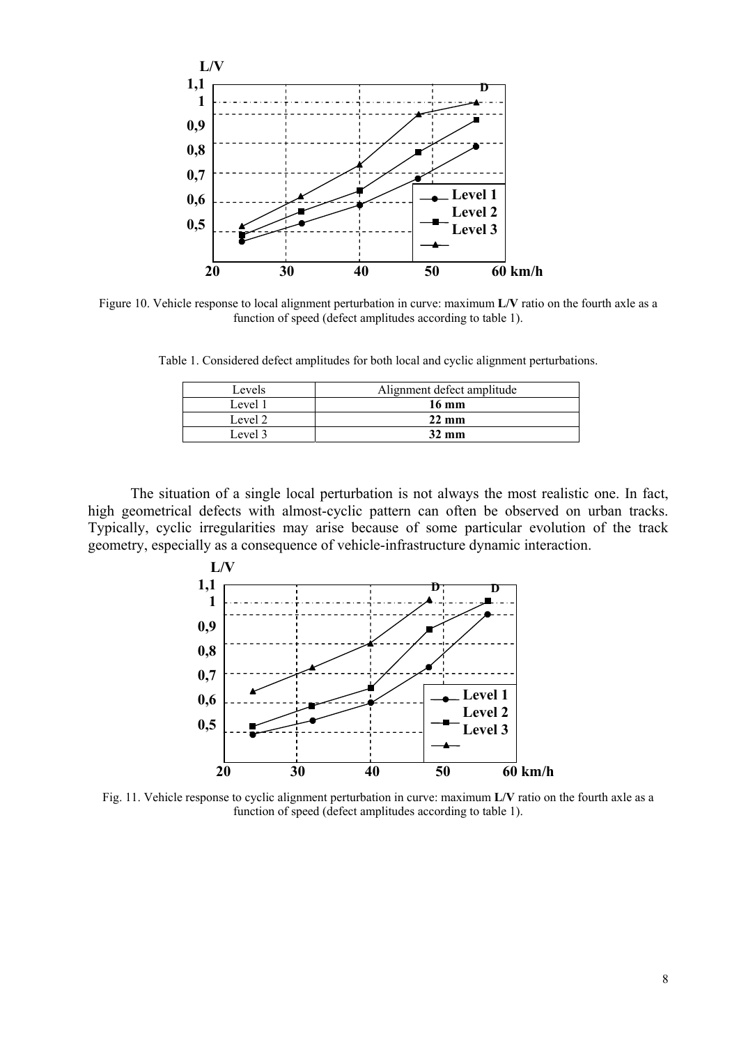Figure 10. Vehicle response to local alignment perturbation in curve: maximum **L/V** ratio on the fourth axle as a function of speed (defect amplitudes according to table 1).

Table 1. Considered defect amplitudes for both local and cyclic alignment perturbations.

| Levels | Alignment defect amplitude |
| --- | --- |
| Level 1 | **16 mm** |
| Level 2 | **22 mm** |
| Level 3 | **32 mm** |

The situation of a single local perturbation is not always the most realistic one. In fact, high geometrical defects with almost-cyclic pattern can often be observed on urban tracks. Typically, cyclic irregularities may arise because of some particular evolution of the track geometry, especially as a consequence of vehicle-infrastructure dynamic interaction.

Fig. 11. Vehicle response to cyclic alignment perturbation in curve: maximum **L/V** ratio on the fourth axle as a function of speed (defect amplitudes according to table 1).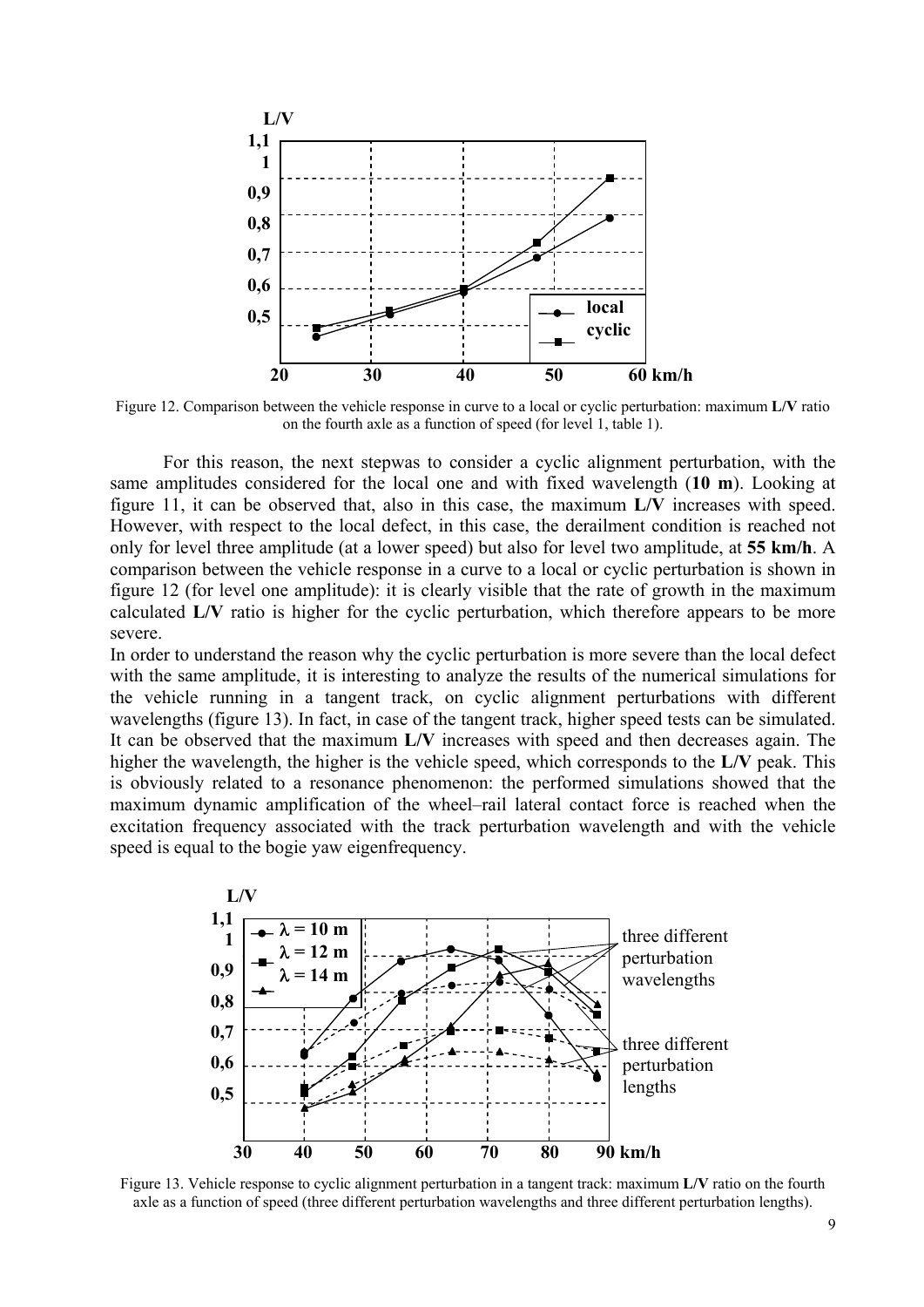Figure 12. Comparison between the vehicle response in curve to a local or cyclic perturbation: maximum **L/V** ratio on the fourth axle as a function of speed (for level 1, table 1).

For this reason, the next stepwas to consider a cyclic alignment perturbation, with the same amplitudes considered for the local one and with fixed wavelength (**10 m**). Looking at figure 11, it can be observed that, also in this case, the maximum **L/V** increases with speed. However, with respect to the local defect, in this case, the derailment condition is reached not only for level three amplitude (at a lower speed) but also for level two amplitude, at **55 km/h**. A comparison between the vehicle response in a curve to a local or cyclic perturbation is shown in figure 12 (for level one amplitude): it is clearly visible that the rate of growth in the maximum calculated **L/V** ratio is higher for the cyclic perturbation, which therefore appears to be more severe.

In order to understand the reason why the cyclic perturbation is more severe than the local defect with the same amplitude, it is interesting to analyze the results of the numerical simulations for the vehicle running in a tangent track, on cyclic alignment perturbations with different wavelengths (figure 13). In fact, in case of the tangent track, higher speed tests can be simulated. It can be observed that the maximum **L/V** increases with speed and then decreases again. The higher the wavelength, the higher is the vehicle speed, which corresponds to the **L/V** peak. This is obviously related to a resonance phenomenon: the performed simulations showed that the maximum dynamic amplification of the wheel–rail lateral contact force is reached when the excitation frequency associated with the track perturbation wavelength and with the vehicle speed is equal to the bogie yaw eigenfrequency.

Figure 13. Vehicle response to cyclic alignment perturbation in a tangent track: maximum **L/V** ratio on the fourth axle as a function of speed (three different perturbation wavelengths and three different perturbation lengths).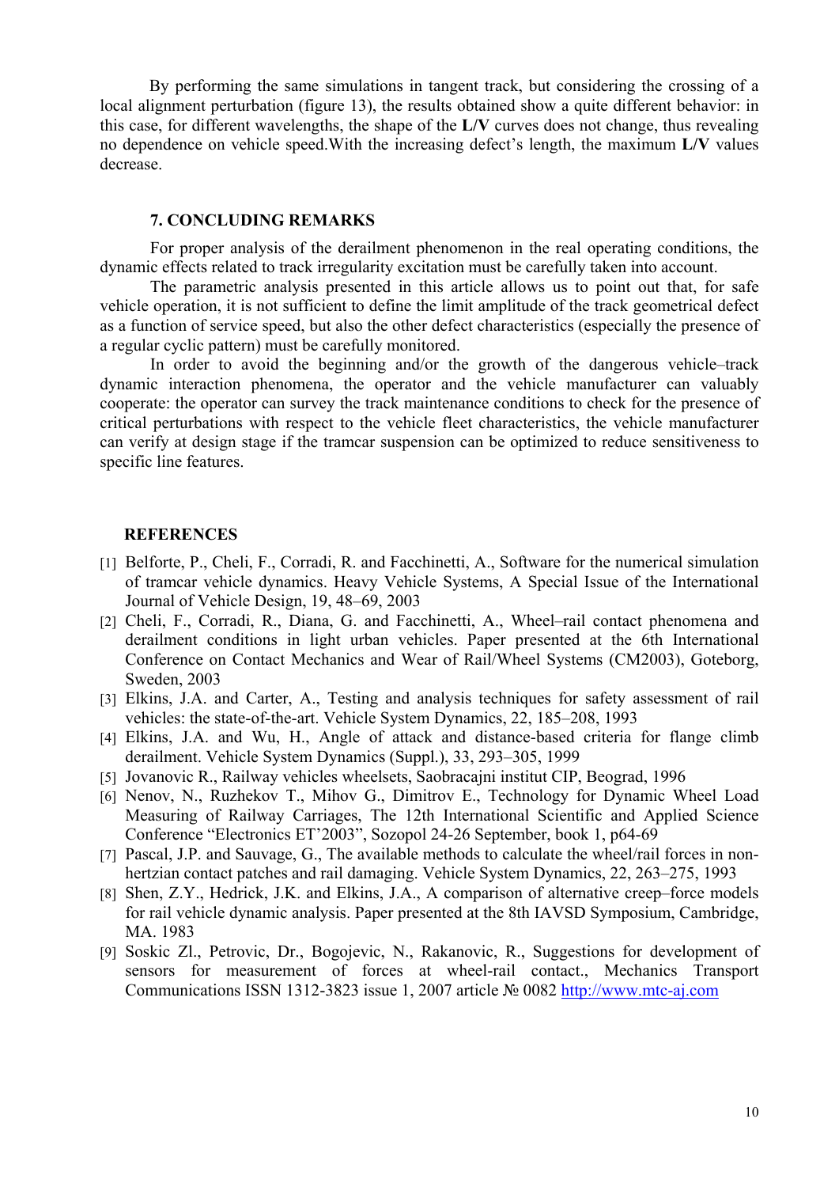By performing the same simulations in tangent track, but considering the crossing of a local alignment perturbation (figure 13), the results obtained show a quite different behavior: in this case, for different wavelengths, the shape of the **L/V** curves does not change, thus revealing no dependence on vehicle speed.With the increasing defect's length, the maximum **L/V** values decrease.

## 7. CONCLUDING REMARKS

For proper analysis of the derailment phenomenon in the real operating conditions, the dynamic effects related to track irregularity excitation must be carefully taken into account.

The parametric analysis presented in this article allows us to point out that, for safe vehicle operation, it is not sufficient to define the limit amplitude of the track geometrical defect as a function of service speed, but also the other defect characteristics (especially the presence of a regular cyclic pattern) must be carefully monitored.

In order to avoid the beginning and/or the growth of the dangerous vehicle–track dynamic interaction phenomena, the operator and the vehicle manufacturer can valuably cooperate: the operator can survey the track maintenance conditions to check for the presence of critical perturbations with respect to the vehicle fleet characteristics, the vehicle manufacturer can verify at design stage if the tramcar suspension can be optimized to reduce sensitiveness to specific line features.

## REFERENCES

[1] Belforte, P., Cheli, F., Corradi, R. and Facchinetti, A., Software for the numerical simulation of tramcar vehicle dynamics. Heavy Vehicle Systems, A Special Issue of the International Journal of Vehicle Design, 19, 48–69, 2003

[2] Cheli, F., Corradi, R., Diana, G. and Facchinetti, A., Wheel–rail contact phenomena and derailment conditions in light urban vehicles. Paper presented at the 6th International Conference on Contact Mechanics and Wear of Rail/Wheel Systems (CM2003), Goteborg, Sweden, 2003

[3] Elkins, J.A. and Carter, A., Testing and analysis techniques for safety assessment of rail vehicles: the state-of-the-art. Vehicle System Dynamics, 22, 185–208, 1993

[4] Elkins, J.A. and Wu, H., Angle of attack and distance-based criteria for flange climb derailment. Vehicle System Dynamics (Suppl.), 33, 293–305, 1999

[5] Jovanovic R., Railway vehicles wheelsets, Saobracajni institut CIP, Beograd, 1996

[6] Nenov, N., Ruzhekov T., Mihov G., Dimitrov E., Technology for Dynamic Wheel Load Measuring of Railway Carriages, The 12th International Scientific and Applied Science Conference "Electronics ET'2003", Sozopol 24-26 September, book 1, p64-69

[7] Pascal, J.P. and Sauvage, G., The available methods to calculate the wheel/rail forces in non-hertzian contact patches and rail damaging. Vehicle System Dynamics, 22, 263–275, 1993

[8] Shen, Z.Y., Hedrick, J.K. and Elkins, J.A., A comparison of alternative creep–force models for rail vehicle dynamic analysis. Paper presented at the 8th IAVSD Symposium, Cambridge, MA. 1983

[9] Soskic Zl., Petrovic, Dr., Bogojevic, N., Rakanovic, R., Suggestions for development of sensors for measurement of forces at wheel-rail contact., Mechanics Transport Communications ISSN 1312-3823 issue 1, 2007 article № 0082 http://www.mtc-aj.com